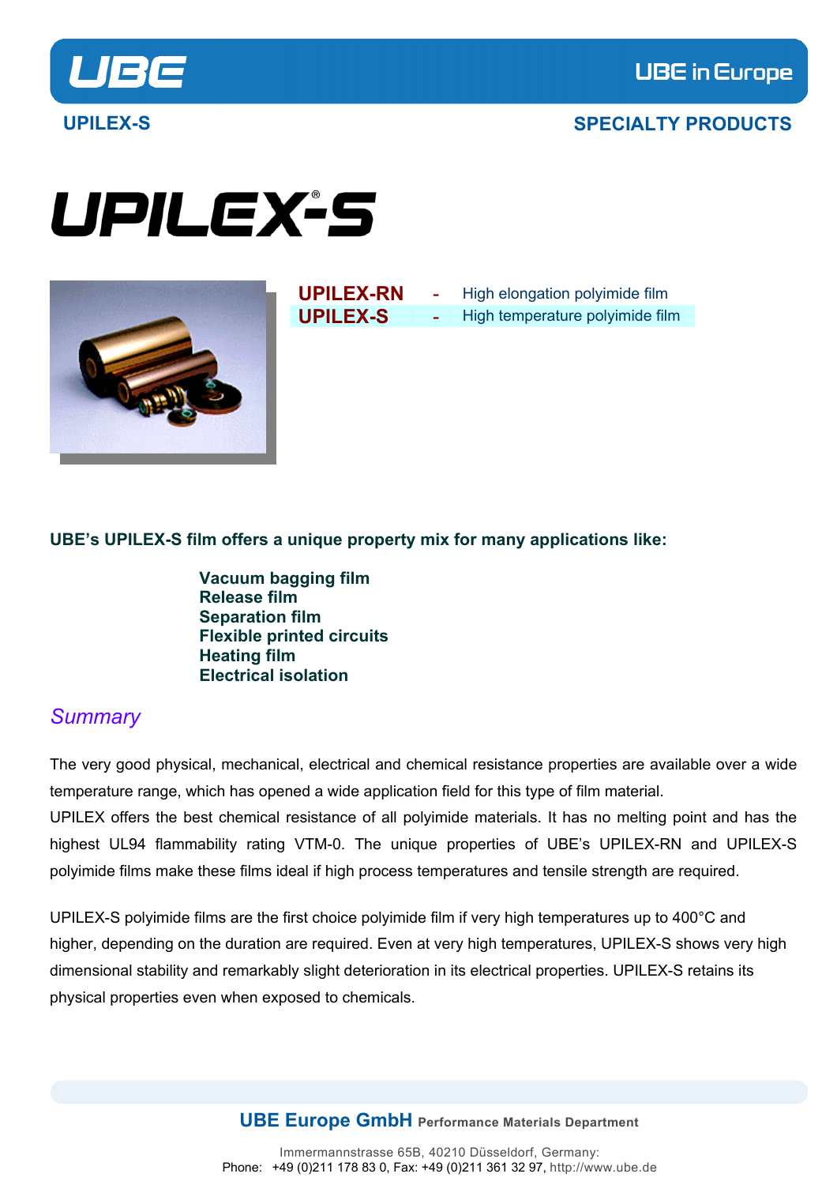UPILEX-S

SPECIALTY PRODUCTS

# UPILEX®-S

| | | |
|---|---|---|
| **UPILEX-RN** | - | High elongation polyimide film |
| **UPILEX-S** | - | High temperature polyimide film |

**UBE's UPILEX-S film offers a unique property mix for many applications like:**

- **Vacuum bagging film**
- **Release film**
- **Separation film**
- **Flexible printed circuits**
- **Heating film**
- **Electrical isolation**

## *Summary*

The very good physical, mechanical, electrical and chemical resistance properties are available over a wide temperature range, which has opened a wide application field for this type of film material.

UPILEX offers the best chemical resistance of all polyimide materials. It has no melting point and has the highest UL94 flammability rating VTM-0. The unique properties of UBE's UPILEX-RN and UPILEX-S polyimide films make these films ideal if high process temperatures and tensile strength are required.

UPILEX-S polyimide films are the first choice polyimide film if very high temperatures up to 400°C and higher, depending on the duration are required. Even at very high temperatures, UPILEX-S shows very high dimensional stability and remarkably slight deterioration in its electrical properties. UPILEX-S retains its physical properties even when exposed to chemicals.

**UBE Europe GmbH** Performance Materials Department

Immermannstrasse 65B, 40210 Düsseldorf, Germany:
Phone: +49 (0)211 178 83 0, Fax: +49 (0)211 361 32 97, http://www.ube.de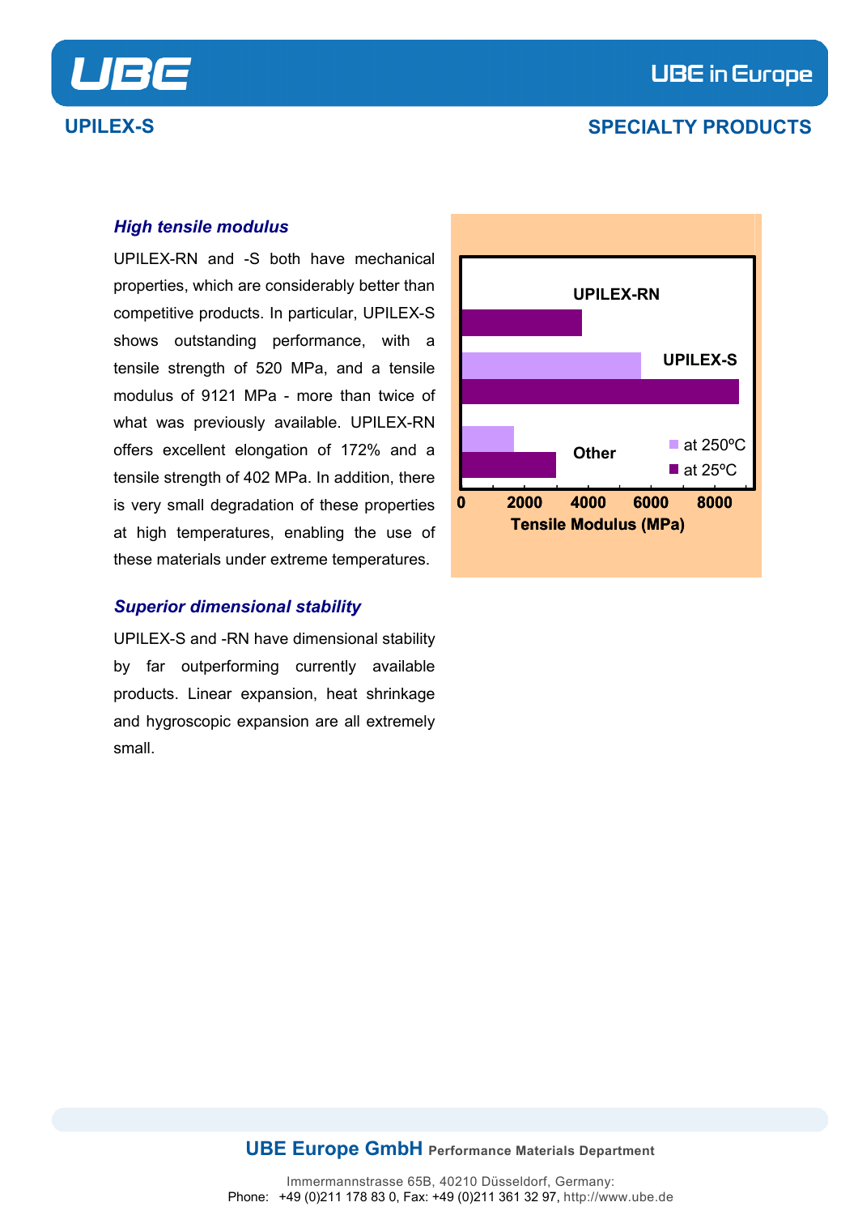### *High tensile modulus*

UPILEX-RN and -S both have mechanical properties, which are considerably better than competitive products. In particular, UPILEX-S shows outstanding performance, with a tensile strength of 520 MPa, and a tensile modulus of 9121 MPa - more than twice of what was previously available. UPILEX-RN offers excellent elongation of 172% and a tensile strength of 402 MPa. In addition, there is very small degradation of these properties at high temperatures, enabling the use of these materials under extreme temperatures.

UPILEX-RN

UPILEX-S

Other

at 250ºC

at 25ºC

0 2000 4000 6000 8000

Tensile Modulus (MPa)

### *Superior dimensional stability*

UPILEX-S and -RN have dimensional stability by far outperforming currently available products. Linear expansion, heat shrinkage and hygroscopic expansion are all extremely small.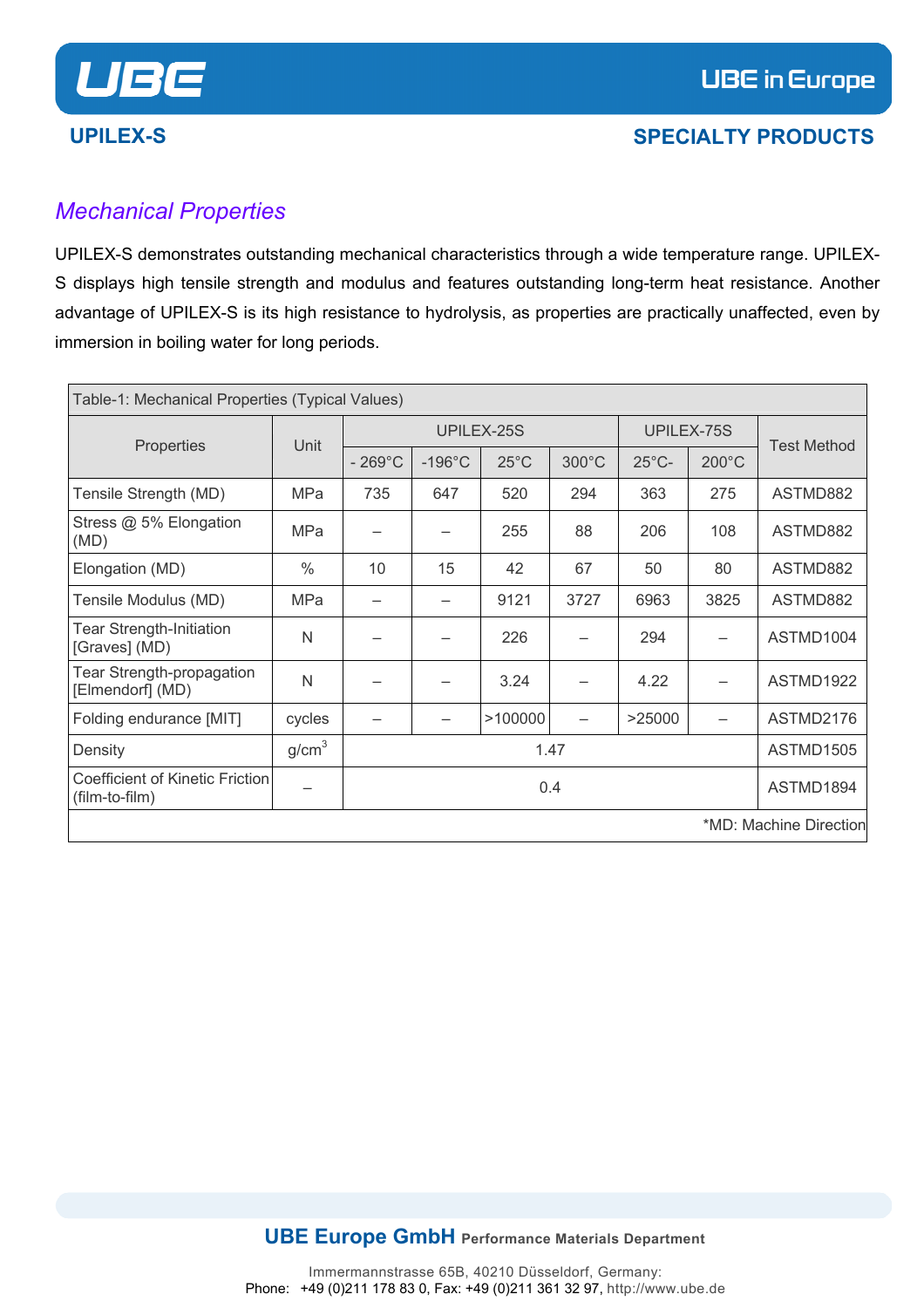UPILEX-S

SPECIALTY PRODUCTS

## *Mechanical Properties*

UPILEX-S demonstrates outstanding mechanical characteristics through a wide temperature range. UPILEX-S displays high tensile strength and modulus and features outstanding long-term heat resistance. Another advantage of UPILEX-S is its high resistance to hydrolysis, as properties are practically unaffected, even by immersion in boiling water for long periods.

Table-1: Mechanical Properties (Typical Values)

| Properties | Unit | UPILEX-25S | | | | UPILEX-75S | | Test Method |
|---|---|---|---|---|---|---|---|---|
| | | - 269°C | -196°C | 25°C | 300°C | 25°C- | 200°C | |
| Tensile Strength (MD) | MPa | 735 | 647 | 520 | 294 | 363 | 275 | ASTMD882 |
| Stress @ 5% Elongation (MD) | MPa | – | – | 255 | 88 | 206 | 108 | ASTMD882 |
| Elongation (MD) | % | 10 | 15 | 42 | 67 | 50 | 80 | ASTMD882 |
| Tensile Modulus (MD) | MPa | – | – | 9121 | 3727 | 6963 | 3825 | ASTMD882 |
| Tear Strength-Initiation [Graves] (MD) | N | – | – | 226 | – | 294 | – | ASTMD1004 |
| Tear Strength-propagation [Elmendorf] (MD) | N | – | – | 3.24 | – | 4.22 | – | ASTMD1922 |
| Folding endurance [MIT] | cycles | – | – | >100000 | – | >25000 | – | ASTMD2176 |
| Density | $g/cm^3$ | 1.47 | | | | | | ASTMD1505 |
| Coefficient of Kinetic Friction (film-to-film) | – | 0.4 | | | | | | ASTMD1894 |

*MD: Machine Direction

**UBE Europe GmbH** Performance Materials Department

Immermannstrasse 65B, 40210 Düsseldorf, Germany:
Phone: +49 (0)211 178 83 0, Fax: +49 (0)211 361 32 97, http://www.ube.de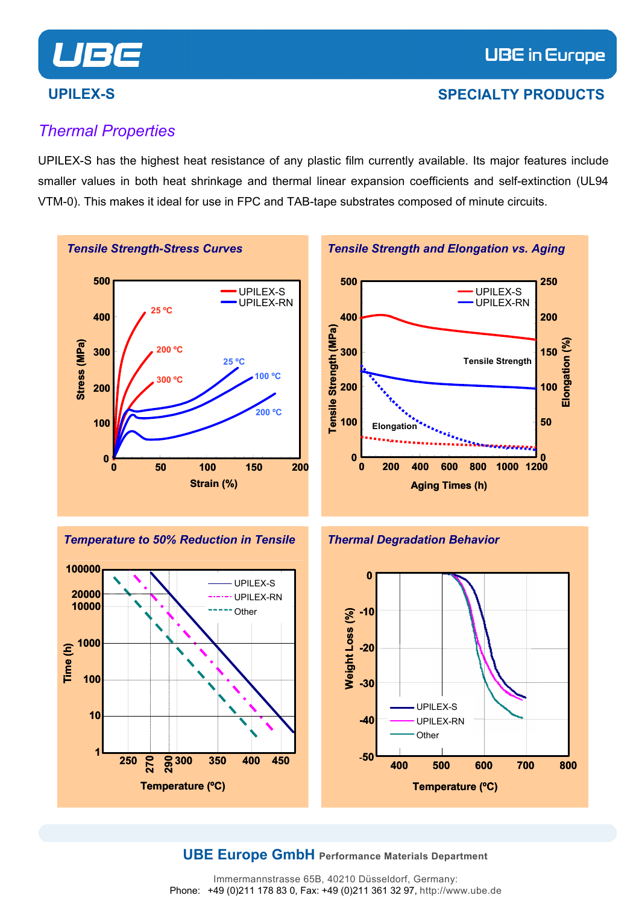UPILEX-S

SPECIALTY PRODUCTS

## *Thermal Properties*

UPILEX-S has the highest heat resistance of any plastic film currently available. Its major features include smaller values in both heat shrinkage and thermal linear expansion coefficients and self-extinction (UL94 VTM-0). This makes it ideal for use in FPC and TAB-tape substrates composed of minute circuits.

### *Tensile Strength-Stress Curves*

### *Tensile Strength and Elongation vs. Aging*

### *Temperature to 50% Reduction in Tensile*

### *Thermal Degradation Behavior*

**UBE Europe GmbH** Performance Materials Department

Immermannstrasse 65B, 40210 Düsseldorf, Germany:
Phone: +49 (0)211 178 83 0, Fax: +49 (0)211 361 32 97, http://www.ube.de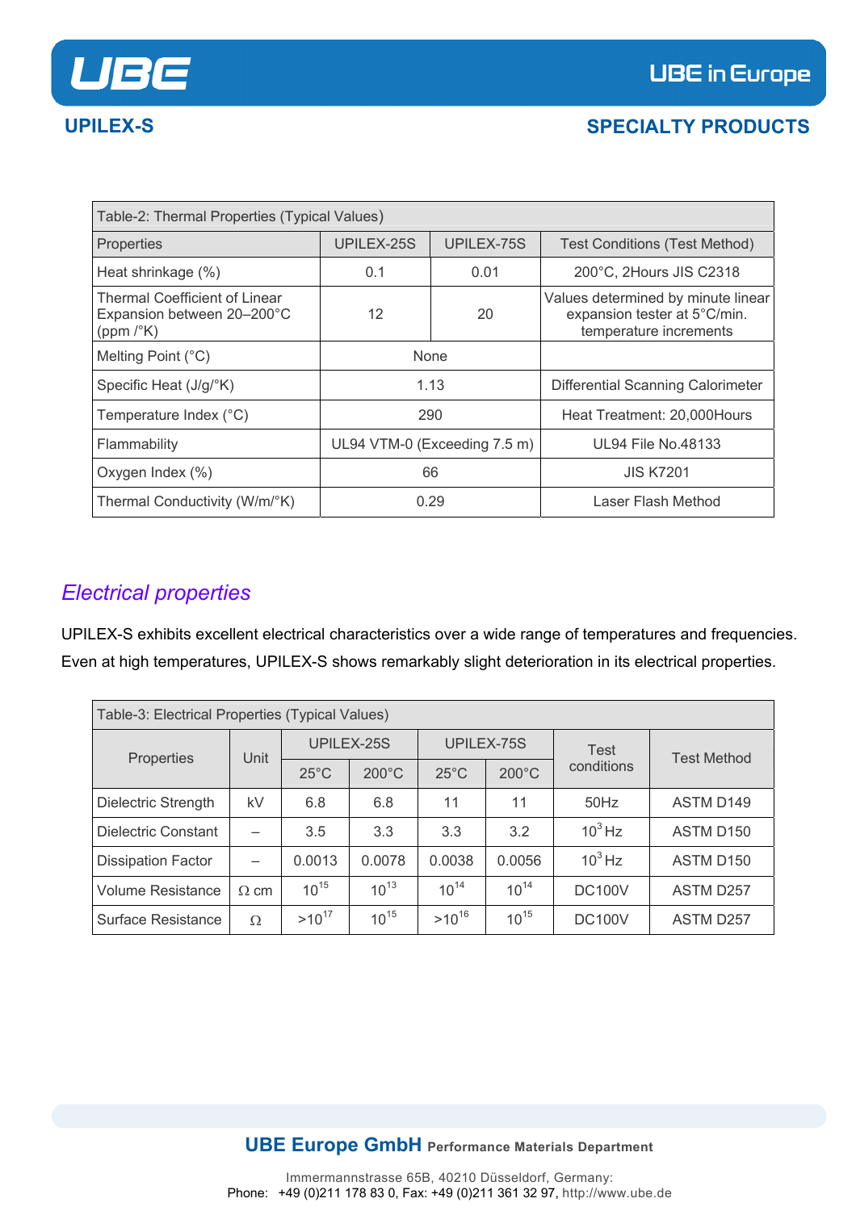| Table-2: Thermal Properties (Typical Values) | | | |
|---|---|---|---|
| Properties | UPILEX-25S | UPILEX-75S | Test Conditions (Test Method) |
| Heat shrinkage (%) | 0.1 | 0.01 | 200°C, 2Hours JIS C2318 |
| Thermal Coefficient of Linear Expansion between 20–200°C (ppm /°K) | 12 | 20 | Values determined by minute linear expansion tester at 5°C/min. temperature increments |
| Melting Point (°C) | None | | |
| Specific Heat (J/g/°K) | 1.13 | | Differential Scanning Calorimeter |
| Temperature Index (°C) | 290 | | Heat Treatment: 20,000Hours |
| Flammability | UL94 VTM-0 (Exceeding 7.5 m) | | UL94 File No.48133 |
| Oxygen Index (%) | 66 | | JIS K7201 |
| Thermal Conductivity (W/m/°K) | 0.29 | | Laser Flash Method |

## *Electrical properties*

UPILEX-S exhibits excellent electrical characteristics over a wide range of temperatures and frequencies. Even at high temperatures, UPILEX-S shows remarkably slight deterioration in its electrical properties.

| Table-3: Electrical Properties (Typical Values) | | | | | | | |
|---|---|---|---|---|---|---|---|
| Properties | Unit | UPILEX-25S | | UPILEX-75S | | Test conditions | Test Method |
| | | 25°C | 200°C | 25°C | 200°C | | |
| Dielectric Strength | kV | 6.8 | 6.8 | 11 | 11 | 50Hz | ASTM D149 |
| Dielectric Constant | – | 3.5 | 3.3 | 3.3 | 3.2 | $10^3$ Hz | ASTM D150 |
| Dissipation Factor | – | 0.0013 | 0.0078 | 0.0038 | 0.0056 | $10^3$ Hz | ASTM D150 |
| Volume Resistance | Ω cm | $10^{15}$ | $10^{13}$ | $10^{14}$ | $10^{14}$ | DC100V | ASTM D257 |
| Surface Resistance | Ω | $>10^{17}$ | $10^{15}$ | $>10^{16}$ | $10^{15}$ | DC100V | ASTM D257 |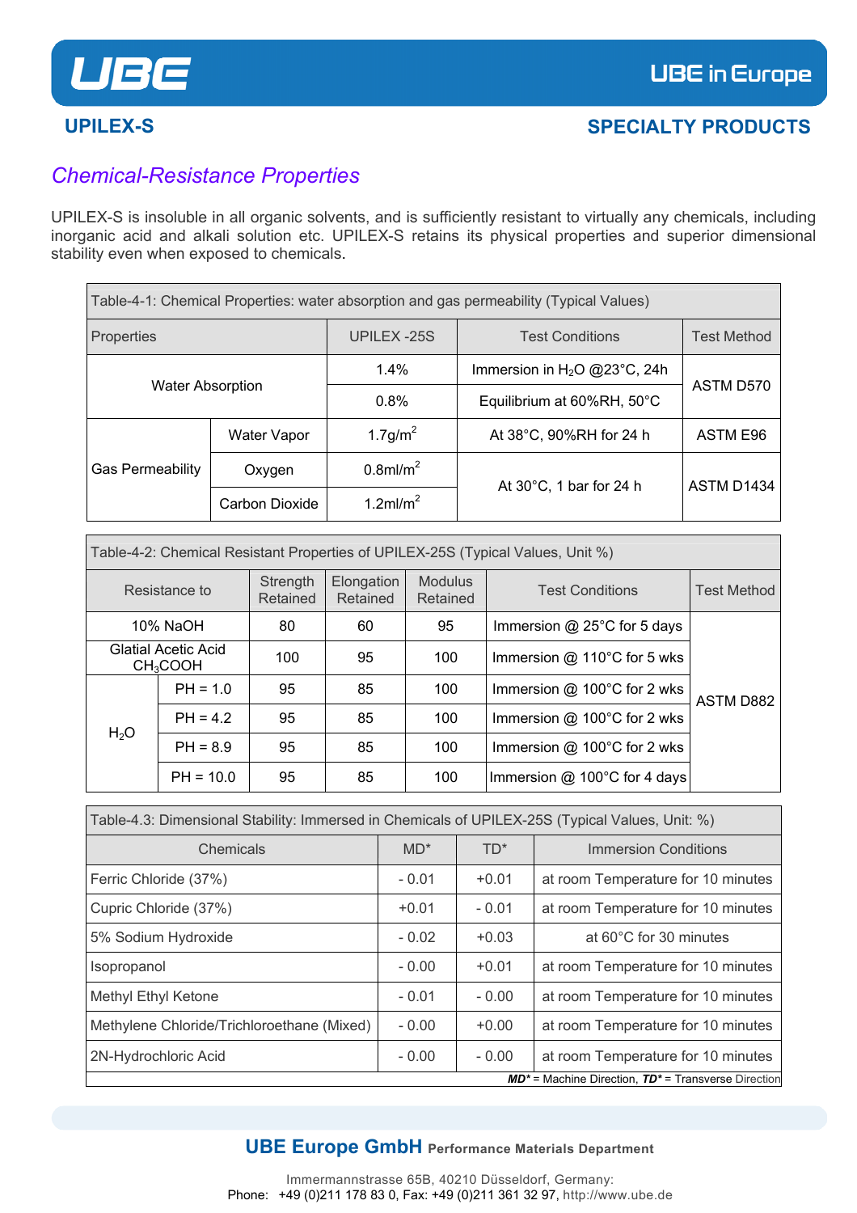## UPILEX-S

## SPECIALTY PRODUCTS

### *Chemical-Resistance Properties*

UPILEX-S is insoluble in all organic solvents, and is sufficiently resistant to virtually any chemicals, including inorganic acid and alkali solution etc. UPILEX-S retains its physical properties and superior dimensional stability even when exposed to chemicals.

Table-4-1: Chemical Properties: water absorption and gas permeability (Typical Values)

| Properties | | UPILEX -25S | Test Conditions | Test Method |
|---|---|---|---|---|
| Water Absorption | | 1.4% | Immersion in $H_2O$ @23°C, 24h | ASTM D570 |
| | | 0.8% | Equilibrium at 60%RH, 50°C | |
| Gas Permeability | Water Vapor | 1.7g/m$^2$ | At 38°C, 90%RH for 24 h | ASTM E96 |
| | Oxygen | 0.8ml/m$^2$ | At 30°C, 1 bar for 24 h | ASTM D1434 |
| | Carbon Dioxide | 1.2ml/m$^2$ | | |

Table-4-2: Chemical Resistant Properties of UPILEX-25S (Typical Values, Unit %)

| Resistance to | | Strength Retained | Elongation Retained | Modulus Retained | Test Conditions | Test Method |
|---|---|---|---|---|---|---|
| 10% NaOH | | 80 | 60 | 95 | Immersion @ 25°C for 5 days | ASTM D882 |
| Glatial Acetic Acid $CH_3COOH$ | | 100 | 95 | 100 | Immersion @ 110°C for 5 wks | |
| $H_2O$ | PH = 1.0 | 95 | 85 | 100 | Immersion @ 100°C for 2 wks | |
| | PH = 4.2 | 95 | 85 | 100 | Immersion @ 100°C for 2 wks | |
| | PH = 8.9 | 95 | 85 | 100 | Immersion @ 100°C for 2 wks | |
| | PH = 10.0 | 95 | 85 | 100 | Immersion @ 100°C for 4 days | |

Table-4.3: Dimensional Stability: Immersed in Chemicals of UPILEX-25S (Typical Values, Unit: %)

| Chemicals | MD* | TD* | Immersion Conditions |
|---|---|---|---|
| Ferric Chloride (37%) | - 0.01 | +0.01 | at room Temperature for 10 minutes |
| Cupric Chloride (37%) | +0.01 | - 0.01 | at room Temperature for 10 minutes |
| 5% Sodium Hydroxide | - 0.02 | +0.03 | at 60°C for 30 minutes |
| Isopropanol | - 0.00 | +0.01 | at room Temperature for 10 minutes |
| Methyl Ethyl Ketone | - 0.01 | - 0.00 | at room Temperature for 10 minutes |
| Methylene Chloride/Trichloroethane (Mixed) | - 0.00 | +0.00 | at room Temperature for 10 minutes |
| 2N-Hydrochloric Acid | - 0.00 | - 0.00 | at room Temperature for 10 minutes |

***MD**** = Machine Direction, ***TD**** = Transverse Direction

**UBE Europe GmbH** **Performance Materials Department**

Immermannstrasse 65B, 40210 Düsseldorf, Germany:
Phone: +49 (0)211 178 83 0, Fax: +49 (0)211 361 32 97, http://www.ube.de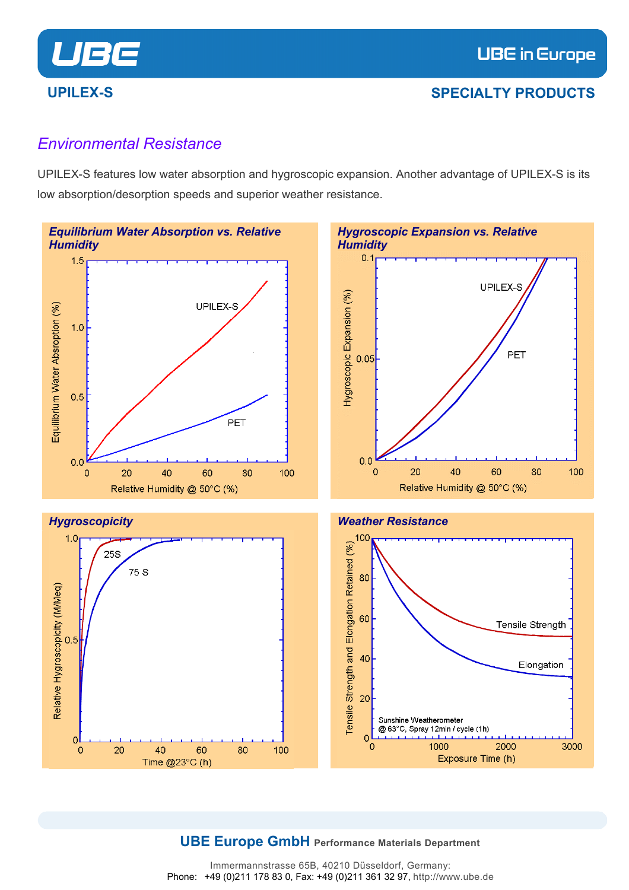## Environmental Resistance

UPILEX-S features low water absorption and hygroscopic expansion. Another advantage of UPILEX-S is its low absorption/desorption speeds and superior weather resistance.

### Equilibrium Water Absorption vs. Relative Humidity

Equilibrium Water Absroption (%)

Relative Humidity @ 50°C (%)

UPILEX-S

PET

### Hygroscopic Expansion vs. Relative Humidity

Hygroscopic Expansion (%)

Relative Humidity @ 50°C (%)

UPILEX-S

PET

### Hygroscopicity

Relative Hygroscopicity (M/Meq)

Time @23°C (h)

25S

75 S

### Weather Resistance

Tensile Strength and Elongation Retained (%)

Exposure Time (h)

Tensile Strength

Elongation

Sunshine Weatherometer
@ 63°C, Spray 12min / cycle (1h)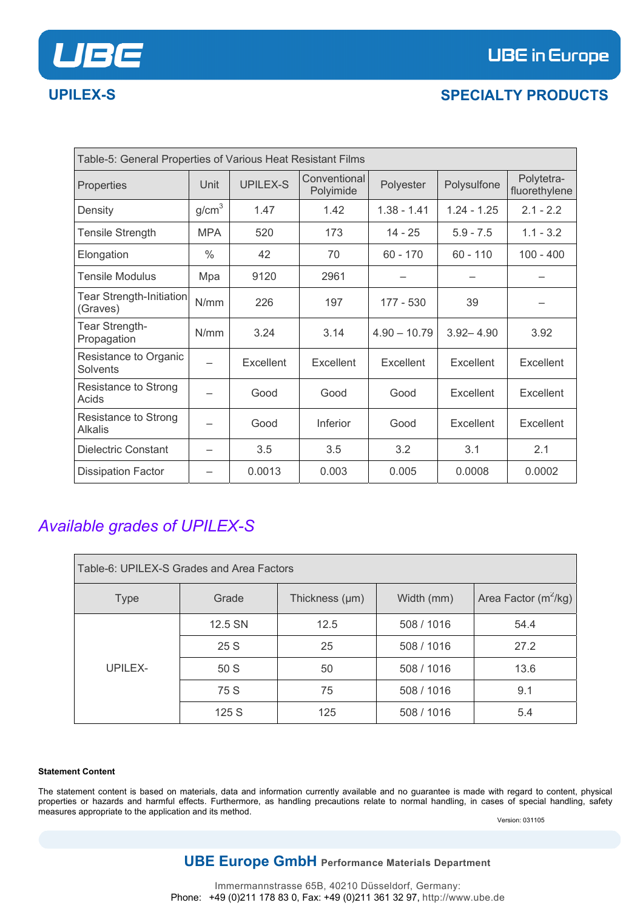## UPILEX-S

## SPECIALTY PRODUCTS

Table-5: General Properties of Various Heat Resistant Films

| Properties | Unit | UPILEX-S | Conventional Polyimide | Polyester | Polysulfone | Polytetra-fluorethylene |
|---|---|---|---|---|---|---|
| Density | g/cm$^3$ | 1.47 | 1.42 | 1.38 - 1.41 | 1.24 - 1.25 | 2.1 - 2.2 |
| Tensile Strength | MPA | 520 | 173 | 14 - 25 | 5.9 - 7.5 | 1.1 - 3.2 |
| Elongation | % | 42 | 70 | 60 - 170 | 60 - 110 | 100 - 400 |
| Tensile Modulus | Mpa | 9120 | 2961 | – | – | – |
| Tear Strength-Initiation (Graves) | N/mm | 226 | 197 | 177 - 530 | 39 | – |
| Tear Strength-Propagation | N/mm | 3.24 | 3.14 | 4.90 – 10.79 | 3.92– 4.90 | 3.92 |
| Resistance to Organic Solvents | – | Excellent | Excellent | Excellent | Excellent | Excellent |
| Resistance to Strong Acids | – | Good | Good | Good | Excellent | Excellent |
| Resistance to Strong Alkalis | – | Good | Inferior | Good | Excellent | Excellent |
| Dielectric Constant | – | 3.5 | 3.5 | 3.2 | 3.1 | 2.1 |
| Dissipation Factor | – | 0.0013 | 0.003 | 0.005 | 0.0008 | 0.0002 |

## *Available grades of UPILEX-S*

Table-6: UPILEX-S Grades and Area Factors

| Type | Grade | Thickness (µm) | Width (mm) | Area Factor (m$^2$/kg) |
|---|---|---|---|---|
| UPILEX- | 12.5 SN | 12.5 | 508 / 1016 | 54.4 |
| | 25 S | 25 | 508 / 1016 | 27.2 |
| | 50 S | 50 | 508 / 1016 | 13.6 |
| | 75 S | 75 | 508 / 1016 | 9.1 |
| | 125 S | 125 | 508 / 1016 | 5.4 |

**Statement Content**

The statement content is based on materials, data and information currently available and no guarantee is made with regard to content, physical properties or hazards and harmful effects. Furthermore, as handling precautions relate to normal handling, in cases of special handling, safety measures appropriate to the application and its method.

Version: 031105

**UBE Europe GmbH** **Performance Materials Department**

Immermannstrasse 65B, 40210 Düsseldorf, Germany:
Phone: +49 (0)211 178 83 0, Fax: +49 (0)211 361 32 97, http://www.ube.de